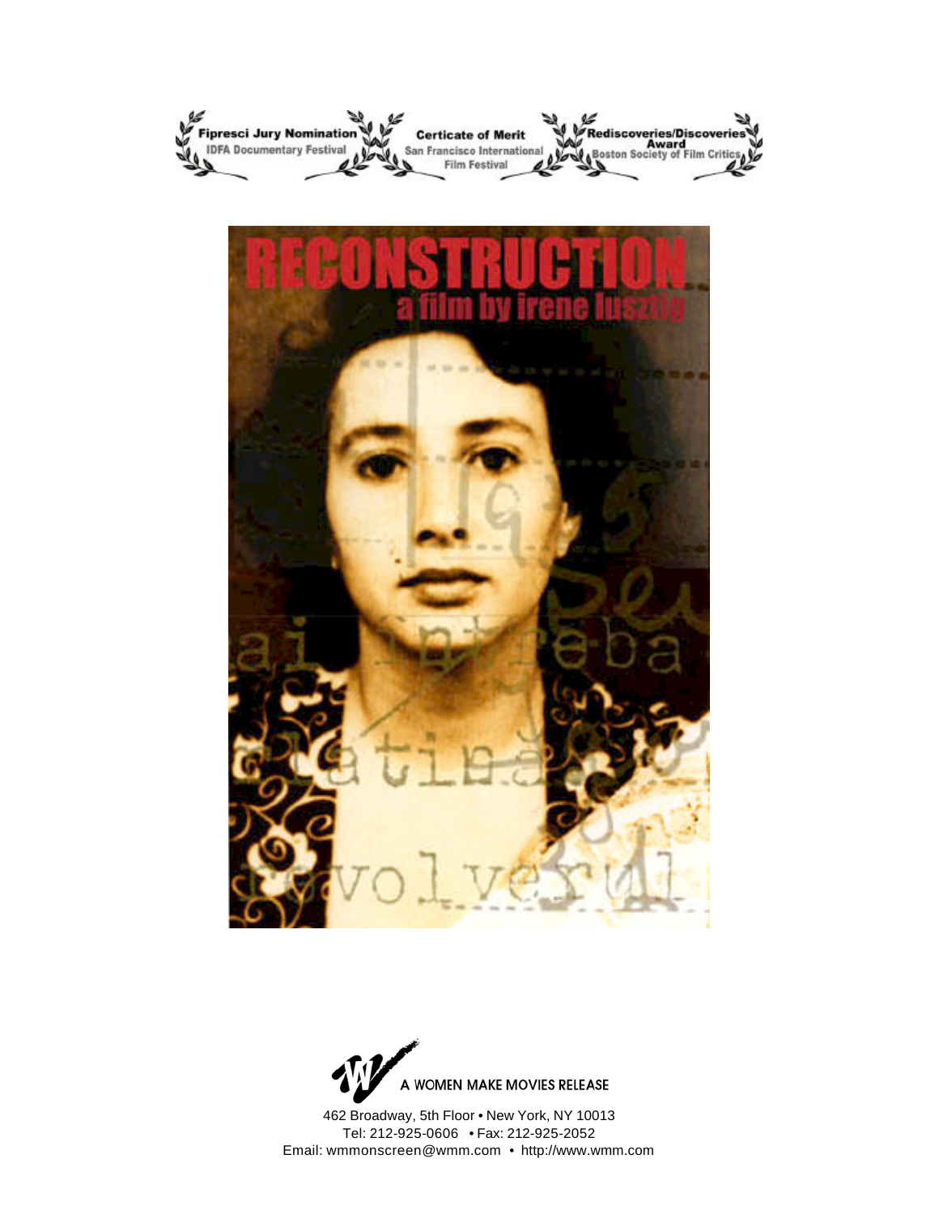Fipresci Jury Nomination
IDFA Documentary Festival

Certicate of Merit
San Francisco International Film Festival

Rediscoveries/Discoveries Award
Boston Society of Film Critics

# RECONSTRUCTION

## a film by irene lusztig

A WOMEN MAKE MOVIES RELEASE

462 Broadway, 5th Floor • New York, NY 10013
Tel: 212-925-0606 • Fax: 212-925-2052
Email: wmmonscreen@wmm.com • http://www.wmm.com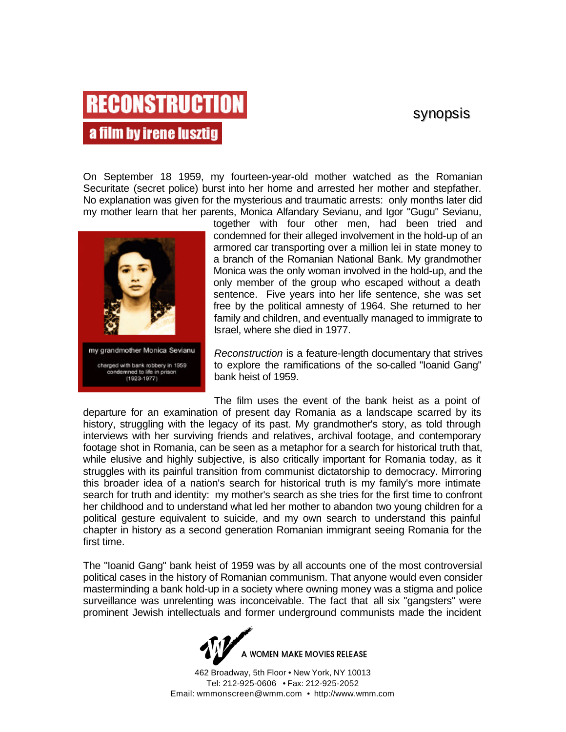# RECONSTRUCTION

## a film by irene lusztig

synopsis

On September 18 1959, my fourteen-year-old mother watched as the Romanian Securitate (secret police) burst into her home and arrested her mother and stepfather. No explanation was given for the mysterious and traumatic arrests: only months later did my mother learn that her parents, Monica Alfandary Sevianu, and Igor "Gugu" Sevianu, together with four other men, had been tried and condemned for their alleged involvement in the hold-up of an armored car transporting over a million lei in state money to a branch of the Romanian National Bank. My grandmother Monica was the only woman involved in the hold-up, and the only member of the group who escaped without a death sentence. Five years into her life sentence, she was set free by the political amnesty of 1964. She returned to her family and children, and eventually managed to immigrate to Israel, where she died in 1977.

my grandmother Monica Sevianu

charged with bank robbery in 1959
condemned to life in prison
(1923-1977)

*Reconstruction* is a feature-length documentary that strives to explore the ramifications of the so-called "Ioanid Gang" bank heist of 1959.

The film uses the event of the bank heist as a point of departure for an examination of present day Romania as a landscape scarred by its history, struggling with the legacy of its past. My grandmother's story, as told through interviews with her surviving friends and relatives, archival footage, and contemporary footage shot in Romania, can be seen as a metaphor for a search for historical truth that, while elusive and highly subjective, is also critically important for Romania today, as it struggles with its painful transition from communist dictatorship to democracy. Mirroring this broader idea of a nation's search for historical truth is my family's more intimate search for truth and identity: my mother's search as she tries for the first time to confront her childhood and to understand what led her mother to abandon two young children for a political gesture equivalent to suicide, and my own search to understand this painful chapter in history as a second generation Romanian immigrant seeing Romania for the first time.

The "Ioanid Gang" bank heist of 1959 was by all accounts one of the most controversial political cases in the history of Romanian communism. That anyone would even consider masterminding a bank hold-up in a society where owning money was a stigma and police surveillance was unrelenting was inconceivable. The fact that all six "gangsters" were prominent Jewish intellectuals and former underground communists made the incident

A WOMEN MAKE MOVIES RELEASE

462 Broadway, 5th Floor • New York, NY 10013
Tel: 212-925-0606 • Fax: 212-925-2052
Email: wmmonscreen@wmm.com • http://www.wmm.com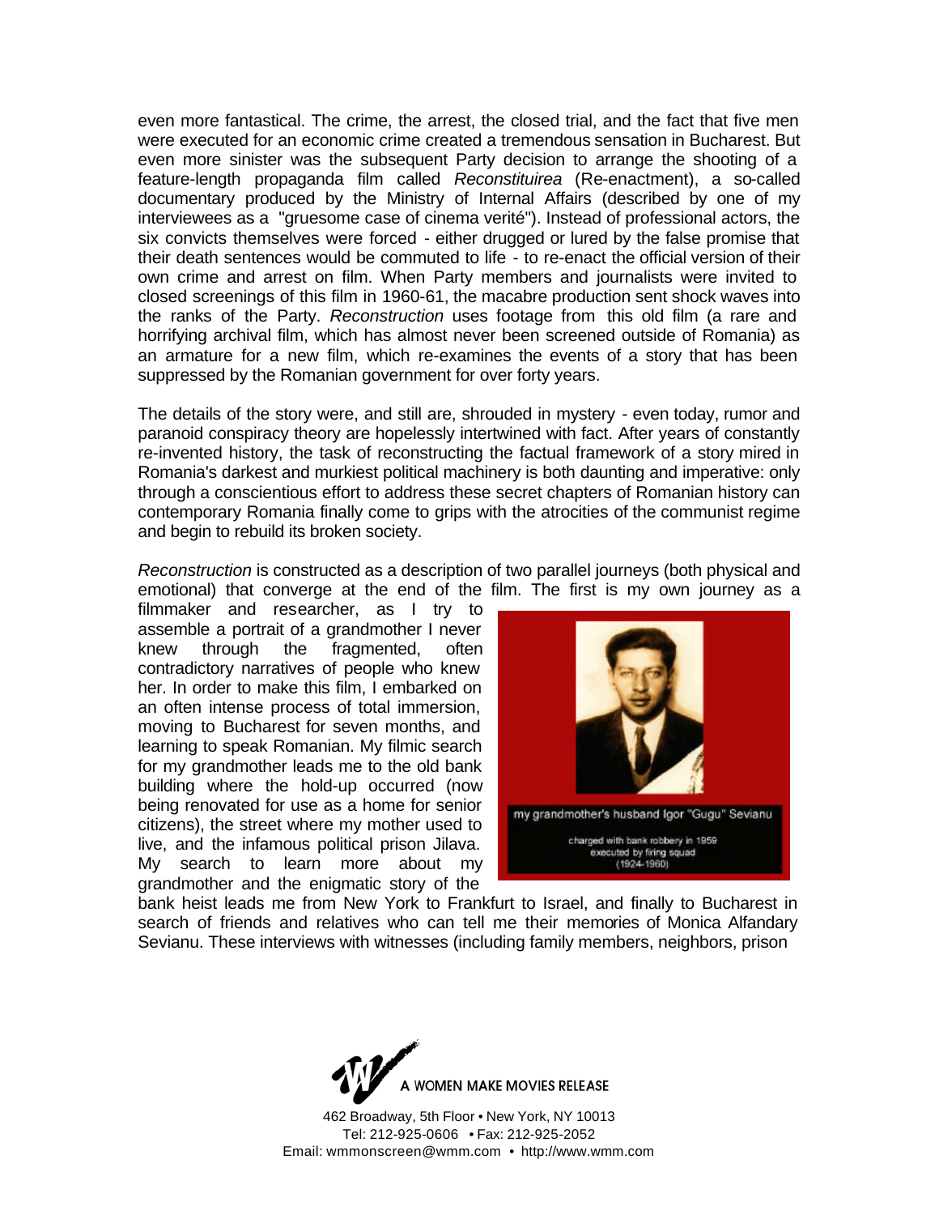even more fantastical. The crime, the arrest, the closed trial, and the fact that five men were executed for an economic crime created a tremendous sensation in Bucharest. But even more sinister was the subsequent Party decision to arrange the shooting of a feature-length propaganda film called *Reconstituirea* (Re-enactment), a so-called documentary produced by the Ministry of Internal Affairs (described by one of my interviewees as a "gruesome case of cinema verité"). Instead of professional actors, the six convicts themselves were forced - either drugged or lured by the false promise that their death sentences would be commuted to life - to re-enact the official version of their own crime and arrest on film. When Party members and journalists were invited to closed screenings of this film in 1960-61, the macabre production sent shock waves into the ranks of the Party. *Reconstruction* uses footage from this old film (a rare and horrifying archival film, which has almost never been screened outside of Romania) as an armature for a new film, which re-examines the events of a story that has been suppressed by the Romanian government for over forty years.

The details of the story were, and still are, shrouded in mystery - even today, rumor and paranoid conspiracy theory are hopelessly intertwined with fact. After years of constantly re-invented history, the task of reconstructing the factual framework of a story mired in Romania's darkest and murkiest political machinery is both daunting and imperative: only through a conscientious effort to address these secret chapters of Romanian history can contemporary Romania finally come to grips with the atrocities of the communist regime and begin to rebuild its broken society.

*Reconstruction* is constructed as a description of two parallel journeys (both physical and emotional) that converge at the end of the film. The first is my own journey as a filmmaker and researcher, as I try to assemble a portrait of a grandmother I never knew through the fragmented, often contradictory narratives of people who knew her. In order to make this film, I embarked on an often intense process of total immersion, moving to Bucharest for seven months, and learning to speak Romanian. My filmic search for my grandmother leads me to the old bank building where the hold-up occurred (now being renovated for use as a home for senior citizens), the street where my mother used to live, and the infamous political prison Jilava. My search to learn more about my grandmother and the enigmatic story of the bank heist leads me from New York to Frankfurt to Israel, and finally to Bucharest in search of friends and relatives who can tell me their memories of Monica Alfandary Sevianu. These interviews with witnesses (including family members, neighbors, prison

my grandmother's husband Igor "Gugu" Sevianu

charged with bank robbery in 1959
executed by firing squad
(1924-1960)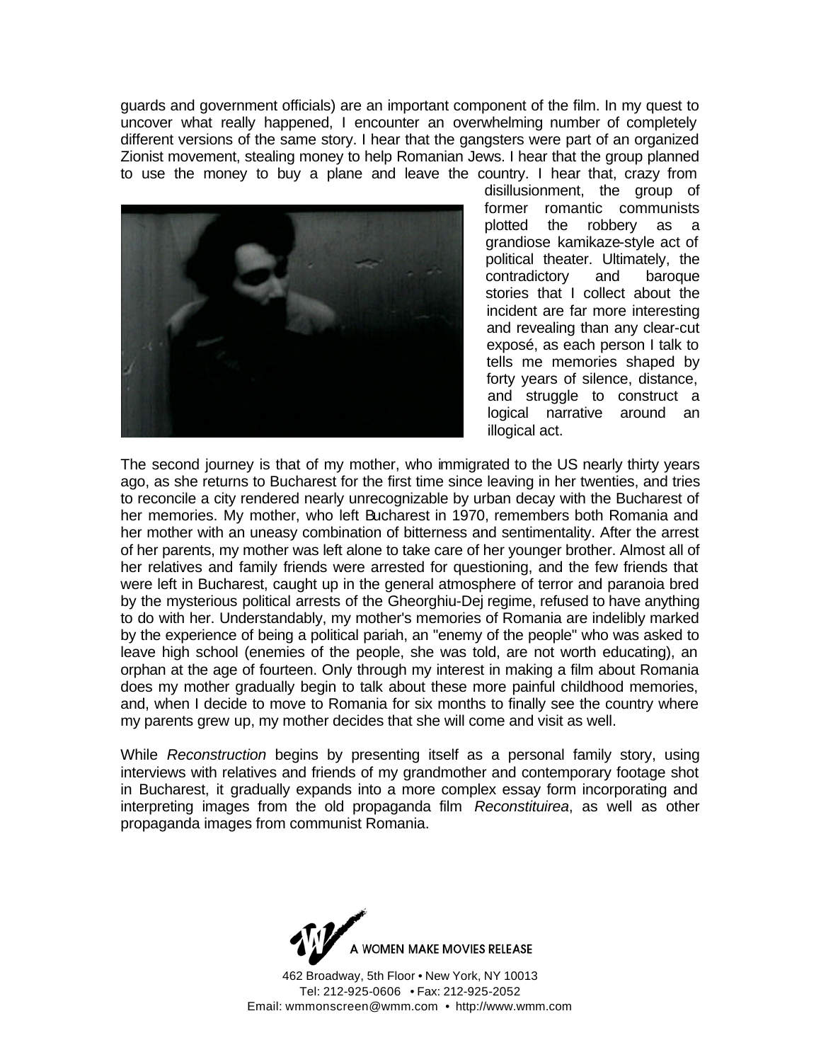guards and government officials) are an important component of the film. In my quest to uncover what really happened, I encounter an overwhelming number of completely different versions of the same story. I hear that the gangsters were part of an organized Zionist movement, stealing money to help Romanian Jews. I hear that the group planned to use the money to buy a plane and leave the country. I hear that, crazy from disillusionment, the group of former romantic communists plotted the robbery as a grandiose kamikaze-style act of political theater. Ultimately, the contradictory and baroque stories that I collect about the incident are far more interesting and revealing than any clear-cut exposé, as each person I talk to tells me memories shaped by forty years of silence, distance, and struggle to construct a logical narrative around an illogical act.

The second journey is that of my mother, who immigrated to the US nearly thirty years ago, as she returns to Bucharest for the first time since leaving in her twenties, and tries to reconcile a city rendered nearly unrecognizable by urban decay with the Bucharest of her memories. My mother, who left Bucharest in 1970, remembers both Romania and her mother with an uneasy combination of bitterness and sentimentality. After the arrest of her parents, my mother was left alone to take care of her younger brother. Almost all of her relatives and family friends were arrested for questioning, and the few friends that were left in Bucharest, caught up in the general atmosphere of terror and paranoia bred by the mysterious political arrests of the Gheorghiu-Dej regime, refused to have anything to do with her. Understandably, my mother's memories of Romania are indelibly marked by the experience of being a political pariah, an "enemy of the people" who was asked to leave high school (enemies of the people, she was told, are not worth educating), an orphan at the age of fourteen. Only through my interest in making a film about Romania does my mother gradually begin to talk about these more painful childhood memories, and, when I decide to move to Romania for six months to finally see the country where my parents grew up, my mother decides that she will come and visit as well.

While *Reconstruction* begins by presenting itself as a personal family story, using interviews with relatives and friends of my grandmother and contemporary footage shot in Bucharest, it gradually expands into a more complex essay form incorporating and interpreting images from the old propaganda film *Reconstituirea*, as well as other propaganda images from communist Romania.

A WOMEN MAKE MOVIES RELEASE

462 Broadway, 5th Floor • New York, NY 10013
Tel: 212-925-0606 • Fax: 212-925-2052
Email: wmmonscreen@wmm.com • http://www.wmm.com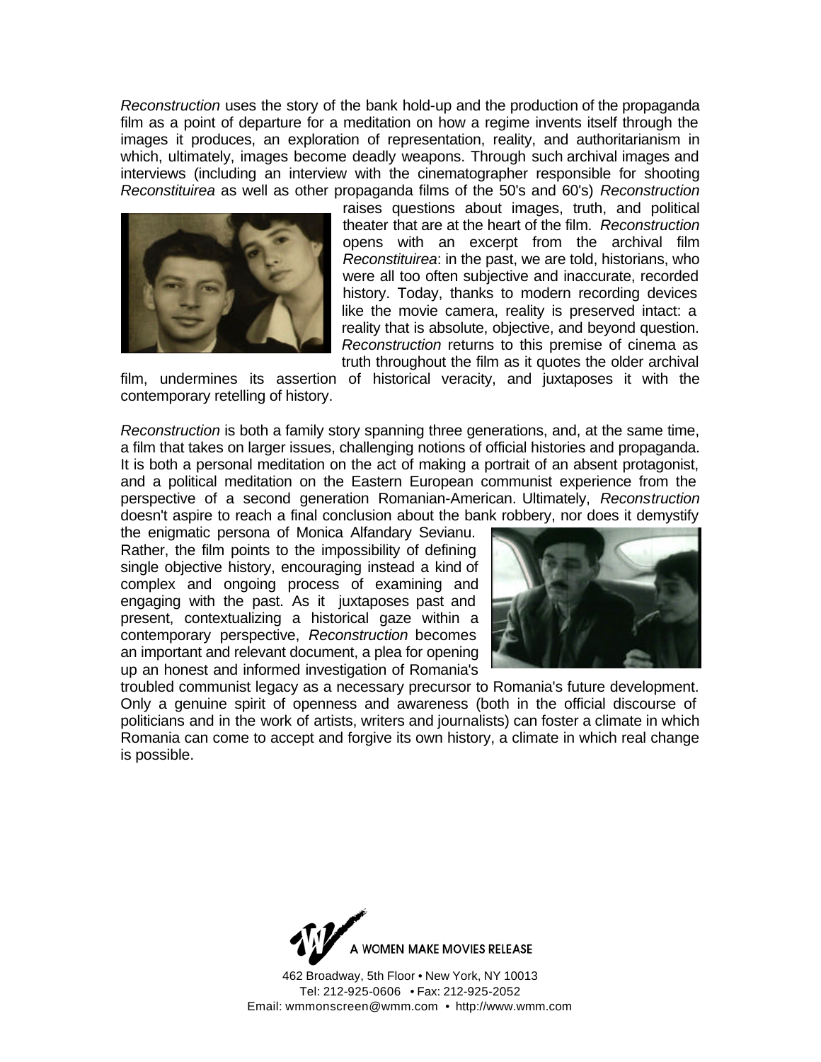*Reconstruction* uses the story of the bank hold-up and the production of the propaganda film as a point of departure for a meditation on how a regime invents itself through the images it produces, an exploration of representation, reality, and authoritarianism in which, ultimately, images become deadly weapons. Through such archival images and interviews (including an interview with the cinematographer responsible for shooting *Reconstituirea* as well as other propaganda films of the 50's and 60's) *Reconstruction* raises questions about images, truth, and political theater that are at the heart of the film. *Reconstruction* opens with an excerpt from the archival film *Reconstituirea*: in the past, we are told, historians, who were all too often subjective and inaccurate, recorded history. Today, thanks to modern recording devices like the movie camera, reality is preserved intact: a reality that is absolute, objective, and beyond question. *Reconstruction* returns to this premise of cinema as truth throughout the film as it quotes the older archival film, undermines its assertion of historical veracity, and juxtaposes it with the contemporary retelling of history.

*Reconstruction* is both a family story spanning three generations, and, at the same time, a film that takes on larger issues, challenging notions of official histories and propaganda. It is both a personal meditation on the act of making a portrait of an absent protagonist, and a political meditation on the Eastern European communist experience from the perspective of a second generation Romanian-American. Ultimately, *Reconstruction* doesn't aspire to reach a final conclusion about the bank robbery, nor does it demystify the enigmatic persona of Monica Alfandary Sevianu. Rather, the film points to the impossibility of defining single objective history, encouraging instead a kind of complex and ongoing process of examining and engaging with the past. As it juxtaposes past and present, contextualizing a historical gaze within a contemporary perspective, *Reconstruction* becomes an important and relevant document, a plea for opening up an honest and informed investigation of Romania's troubled communist legacy as a necessary precursor to Romania's future development. Only a genuine spirit of openness and awareness (both in the official discourse of politicians and in the work of artists, writers and journalists) can foster a climate in which Romania can come to accept and forgive its own history, a climate in which real change is possible.

A WOMEN MAKE MOVIES RELEASE

462 Broadway, 5th Floor • New York, NY 10013
Tel: 212-925-0606 • Fax: 212-925-2052
Email: wmmonscreen@wmm.com • http://www.wmm.com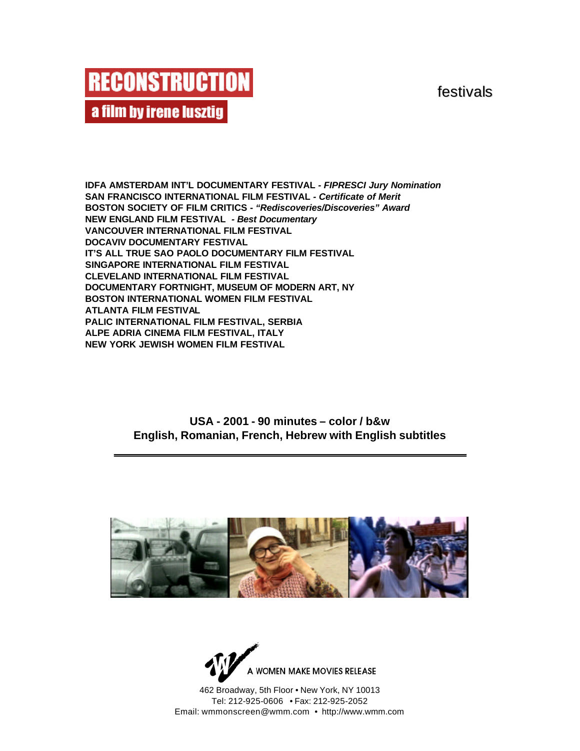# RECONSTRUCTION

## a film by irene lusztig

festivals

**IDFA AMSTERDAM INT'L DOCUMENTARY FESTIVAL** - ***FIPRESCI Jury Nomination***
**SAN FRANCISCO INTERNATIONAL FILM FESTIVAL** - ***Certificate of Merit***
**BOSTON SOCIETY OF FILM CRITICS** - ***"Rediscoveries/Discoveries" Award***
**NEW ENGLAND FILM FESTIVAL** - ***Best Documentary***
**VANCOUVER INTERNATIONAL FILM FESTIVAL**
**DOCAVIV DOCUMENTARY FESTIVAL**
**IT'S ALL TRUE SAO PAOLO DOCUMENTARY FILM FESTIVAL**
**SINGAPORE INTERNATIONAL FILM FESTIVAL**
**CLEVELAND INTERNATIONAL FILM FESTIVAL**
**DOCUMENTARY FORTNIGHT, MUSEUM OF MODERN ART, NY**
**BOSTON INTERNATIONAL WOMEN FILM FESTIVAL**
**ATLANTA FILM FESTIVAL**
**PALIC INTERNATIONAL FILM FESTIVAL, SERBIA**
**ALPE ADRIA CINEMA FILM FESTIVAL, ITALY**
**NEW YORK JEWISH WOMEN FILM FESTIVAL**

**USA - 2001 - 90 minutes – color / b&w**
**English, Romanian, French, Hebrew with English subtitles**

---

A WOMEN MAKE MOVIES RELEASE

462 Broadway, 5th Floor • New York, NY 10013
Tel: 212-925-0606 • Fax: 212-925-2052
Email: wmmonscreen@wmm.com • http://www.wmm.com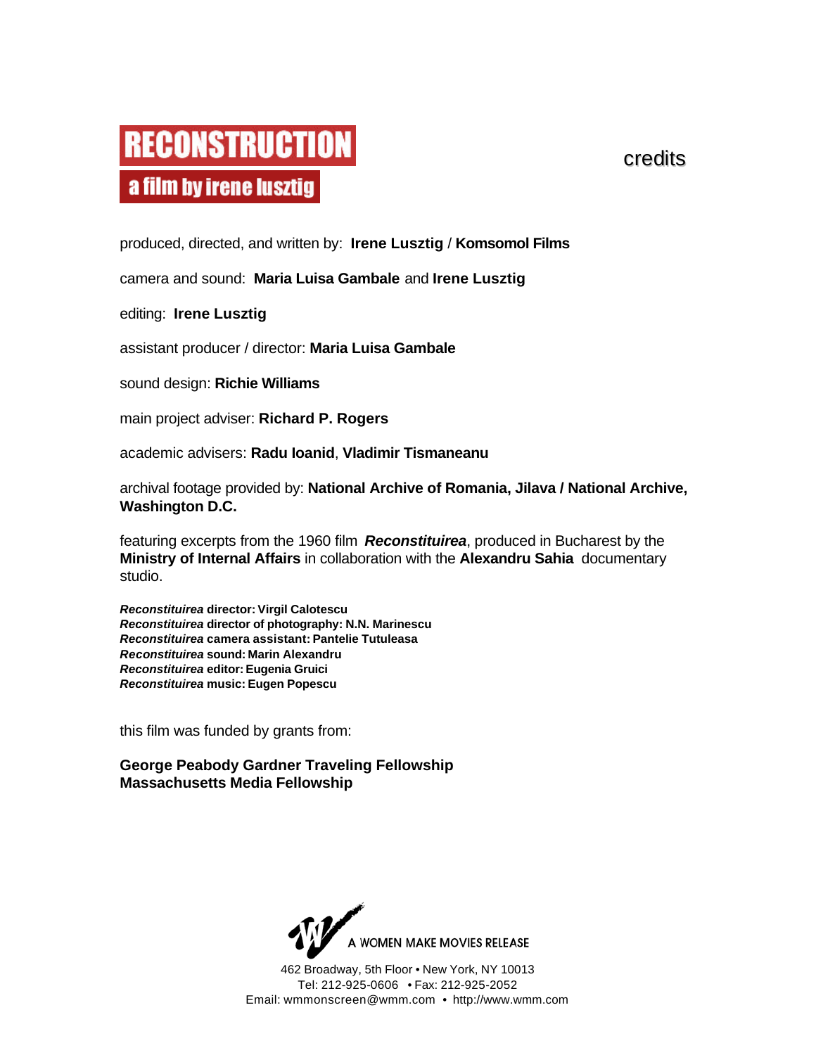# RECONSTRUCTION

## a film by irene lusztig

credits

produced, directed, and written by: **Irene Lusztig** / **Komsomol Films**

camera and sound: **Maria Luisa Gambale** and **Irene Lusztig**

editing: **Irene Lusztig**

assistant producer / director: **Maria Luisa Gambale**

sound design: **Richie Williams**

main project adviser: **Richard P. Rogers**

academic advisers: **Radu Ioanid**, **Vladimir Tismaneanu**

archival footage provided by: **National Archive of Romania, Jilava / National Archive, Washington D.C.**

featuring excerpts from the 1960 film ***Reconstituirea***, produced in Bucharest by the **Ministry of Internal Affairs** in collaboration with the **Alexandru Sahia** documentary studio.

***Reconstituirea*** **director: Virgil Calotescu**
***Reconstituirea*** **director of photography: N.N. Marinescu**
***Reconstituirea*** **camera assistant: Pantelie Tutuleasa**
***Reconstituirea*** **sound: Marin Alexandru**
***Reconstituirea*** **editor: Eugenia Gruici**
***Reconstituirea*** **music: Eugen Popescu**

this film was funded by grants from:

**George Peabody Gardner Traveling Fellowship**
**Massachusetts Media Fellowship**

A WOMEN MAKE MOVIES RELEASE

462 Broadway, 5th Floor • New York, NY 10013
Tel: 212-925-0606 • Fax: 212-925-2052
Email: wmmonscreen@wmm.com • http://www.wmm.com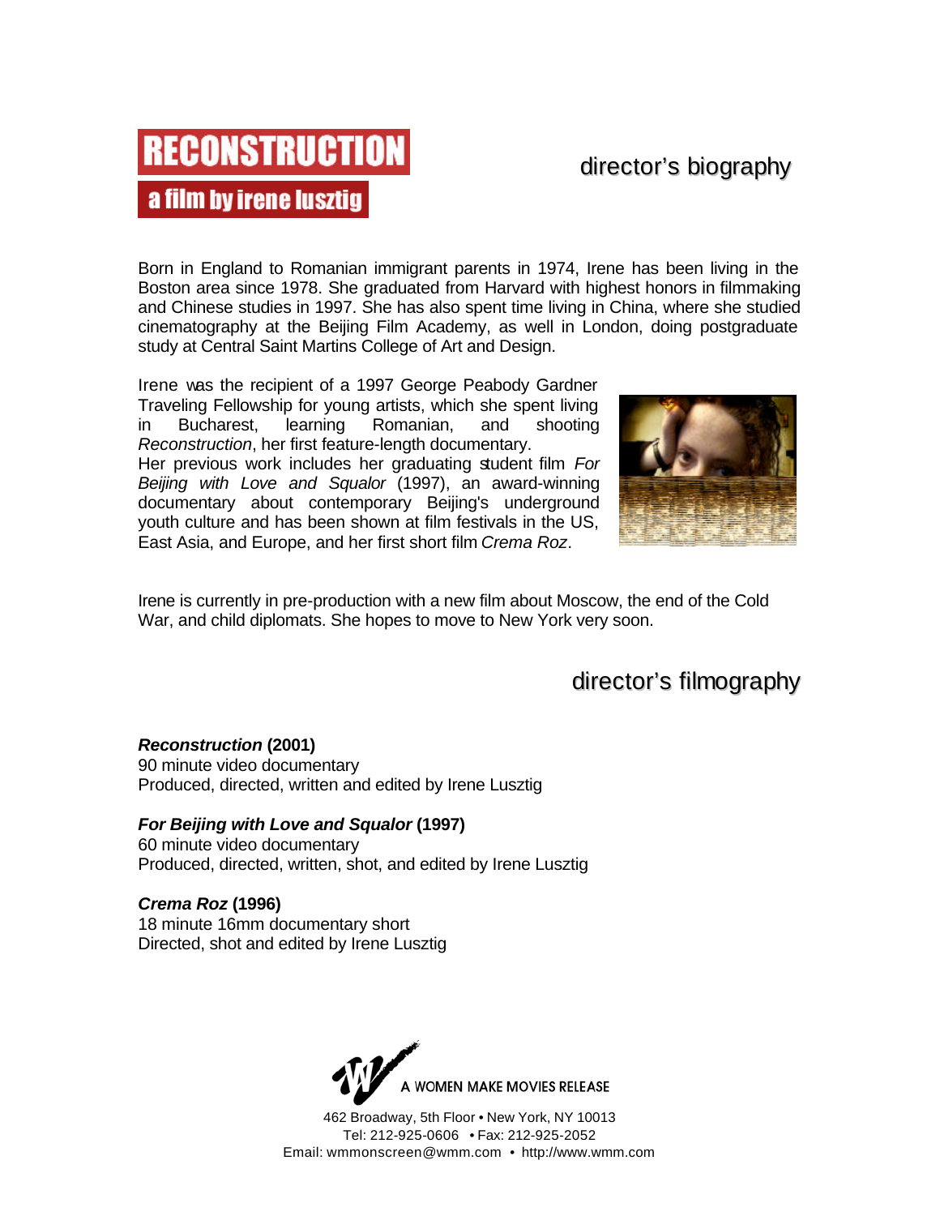# RECONSTRUCTION

**a film by irene lusztig**

## director's biography

Born in England to Romanian immigrant parents in 1974, Irene has been living in the Boston area since 1978. She graduated from Harvard with highest honors in filmmaking and Chinese studies in 1997. She has also spent time living in China, where she studied cinematography at the Beijing Film Academy, as well in London, doing postgraduate study at Central Saint Martins College of Art and Design.

Irene was the recipient of a 1997 George Peabody Gardner Traveling Fellowship for young artists, which she spent living in Bucharest, learning Romanian, and shooting *Reconstruction*, her first feature-length documentary. Her previous work includes her graduating student film *For Beijing with Love and Squalor* (1997), an award-winning documentary about contemporary Beijing's underground youth culture and has been shown at film festivals in the US, East Asia, and Europe, and her first short film *Crema Roz*.

Irene is currently in pre-production with a new film about Moscow, the end of the Cold War, and child diplomats. She hopes to move to New York very soon.

## director's filmography

***Reconstruction* (2001)**
90 minute video documentary
Produced, directed, written and edited by Irene Lusztig

***For Beijing with Love and Squalor* (1997)**
60 minute video documentary
Produced, directed, written, shot, and edited by Irene Lusztig

***Crema Roz* (1996)**
18 minute 16mm documentary short
Directed, shot and edited by Irene Lusztig

A WOMEN MAKE MOVIES RELEASE

462 Broadway, 5th Floor • New York, NY 10013
Tel: 212-925-0606 • Fax: 212-925-2052
Email: wmmonscreen@wmm.com • http://www.wmm.com